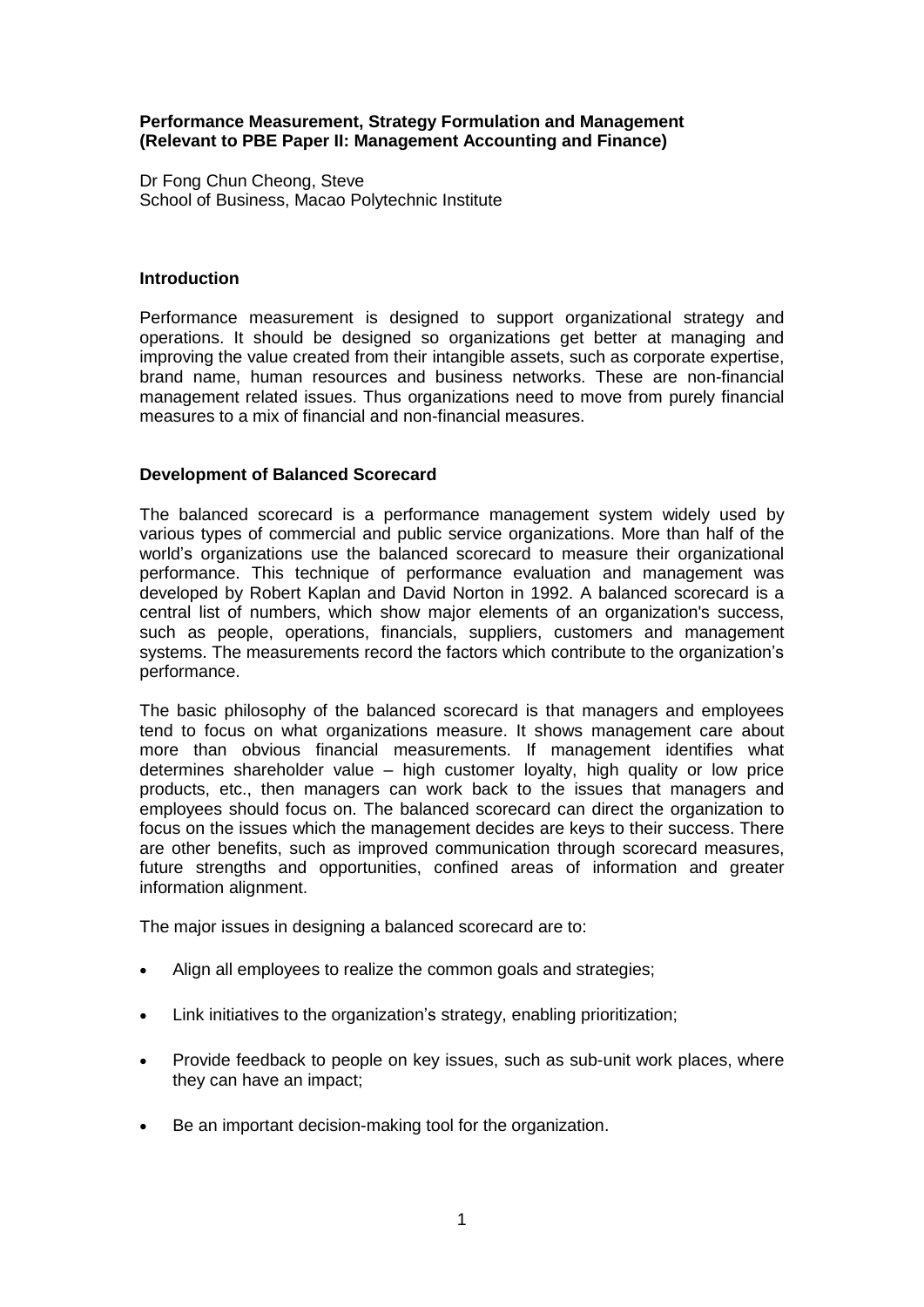**Performance Measurement, Strategy Formulation and Management**
**(Relevant to PBE Paper II: Management Accounting and Finance)**

Dr Fong Chun Cheong, Steve
School of Business, Macao Polytechnic Institute

## Introduction

Performance measurement is designed to support organizational strategy and operations. It should be designed so organizations get better at managing and improving the value created from their intangible assets, such as corporate expertise, brand name, human resources and business networks. These are non-financial management related issues. Thus organizations need to move from purely financial measures to a mix of financial and non-financial measures.

## Development of Balanced Scorecard

The balanced scorecard is a performance management system widely used by various types of commercial and public service organizations. More than half of the world's organizations use the balanced scorecard to measure their organizational performance. This technique of performance evaluation and management was developed by Robert Kaplan and David Norton in 1992. A balanced scorecard is a central list of numbers, which show major elements of an organization's success, such as people, operations, financials, suppliers, customers and management systems. The measurements record the factors which contribute to the organization's performance.

The basic philosophy of the balanced scorecard is that managers and employees tend to focus on what organizations measure. It shows management care about more than obvious financial measurements. If management identifies what determines shareholder value – high customer loyalty, high quality or low price products, etc., then managers can work back to the issues that managers and employees should focus on. The balanced scorecard can direct the organization to focus on the issues which the management decides are keys to their success. There are other benefits, such as improved communication through scorecard measures, future strengths and opportunities, confined areas of information and greater information alignment.

The major issues in designing a balanced scorecard are to:

- Align all employees to realize the common goals and strategies;
- Link initiatives to the organization's strategy, enabling prioritization;
- Provide feedback to people on key issues, such as sub-unit work places, where they can have an impact;
- Be an important decision-making tool for the organization.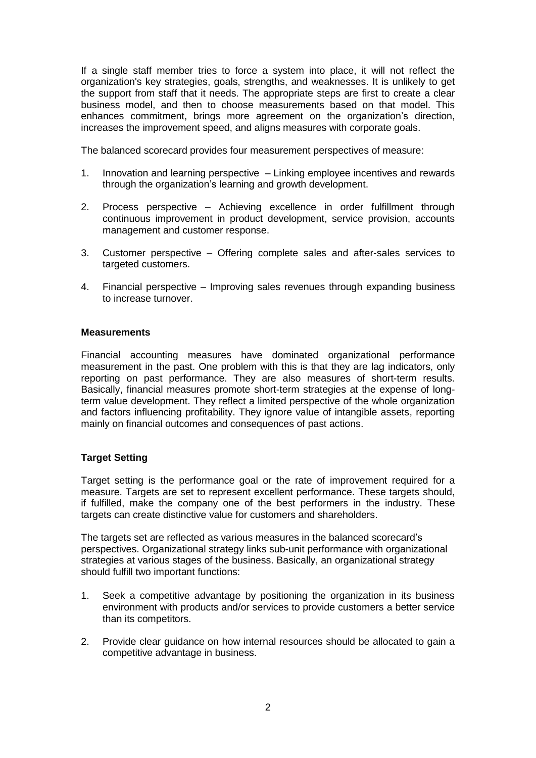If a single staff member tries to force a system into place, it will not reflect the organization's key strategies, goals, strengths, and weaknesses. It is unlikely to get the support from staff that it needs. The appropriate steps are first to create a clear business model, and then to choose measurements based on that model. This enhances commitment, brings more agreement on the organization's direction, increases the improvement speed, and aligns measures with corporate goals.

The balanced scorecard provides four measurement perspectives of measure:

1. Innovation and learning perspective – Linking employee incentives and rewards through the organization's learning and growth development.
2. Process perspective – Achieving excellence in order fulfillment through continuous improvement in product development, service provision, accounts management and customer response.
3. Customer perspective – Offering complete sales and after-sales services to targeted customers.
4. Financial perspective – Improving sales revenues through expanding business to increase turnover.

### Measurements

Financial accounting measures have dominated organizational performance measurement in the past. One problem with this is that they are lag indicators, only reporting on past performance. They are also measures of short-term results. Basically, financial measures promote short-term strategies at the expense of long-term value development. They reflect a limited perspective of the whole organization and factors influencing profitability. They ignore value of intangible assets, reporting mainly on financial outcomes and consequences of past actions.

### Target Setting

Target setting is the performance goal or the rate of improvement required for a measure. Targets are set to represent excellent performance. These targets should, if fulfilled, make the company one of the best performers in the industry. These targets can create distinctive value for customers and shareholders.

The targets set are reflected as various measures in the balanced scorecard's perspectives. Organizational strategy links sub-unit performance with organizational strategies at various stages of the business. Basically, an organizational strategy should fulfill two important functions:

1. Seek a competitive advantage by positioning the organization in its business environment with products and/or services to provide customers a better service than its competitors.
2. Provide clear guidance on how internal resources should be allocated to gain a competitive advantage in business.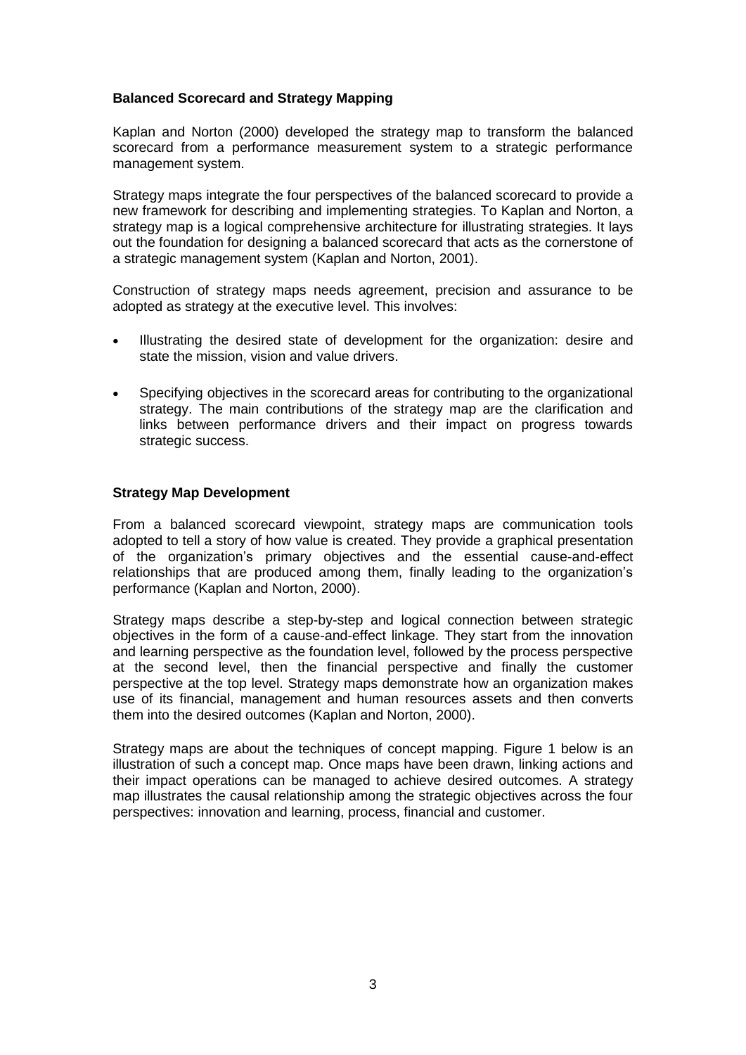**Balanced Scorecard and Strategy Mapping**

Kaplan and Norton (2000) developed the strategy map to transform the balanced scorecard from a performance measurement system to a strategic performance management system.

Strategy maps integrate the four perspectives of the balanced scorecard to provide a new framework for describing and implementing strategies. To Kaplan and Norton, a strategy map is a logical comprehensive architecture for illustrating strategies. It lays out the foundation for designing a balanced scorecard that acts as the cornerstone of a strategic management system (Kaplan and Norton, 2001).

Construction of strategy maps needs agreement, precision and assurance to be adopted as strategy at the executive level. This involves:

- Illustrating the desired state of development for the organization: desire and state the mission, vision and value drivers.
- Specifying objectives in the scorecard areas for contributing to the organizational strategy. The main contributions of the strategy map are the clarification and links between performance drivers and their impact on progress towards strategic success.

**Strategy Map Development**

From a balanced scorecard viewpoint, strategy maps are communication tools adopted to tell a story of how value is created. They provide a graphical presentation of the organization's primary objectives and the essential cause-and-effect relationships that are produced among them, finally leading to the organization's performance (Kaplan and Norton, 2000).

Strategy maps describe a step-by-step and logical connection between strategic objectives in the form of a cause-and-effect linkage. They start from the innovation and learning perspective as the foundation level, followed by the process perspective at the second level, then the financial perspective and finally the customer perspective at the top level. Strategy maps demonstrate how an organization makes use of its financial, management and human resources assets and then converts them into the desired outcomes (Kaplan and Norton, 2000).

Strategy maps are about the techniques of concept mapping. Figure 1 below is an illustration of such a concept map. Once maps have been drawn, linking actions and their impact operations can be managed to achieve desired outcomes. A strategy map illustrates the causal relationship among the strategic objectives across the four perspectives: innovation and learning, process, financial and customer.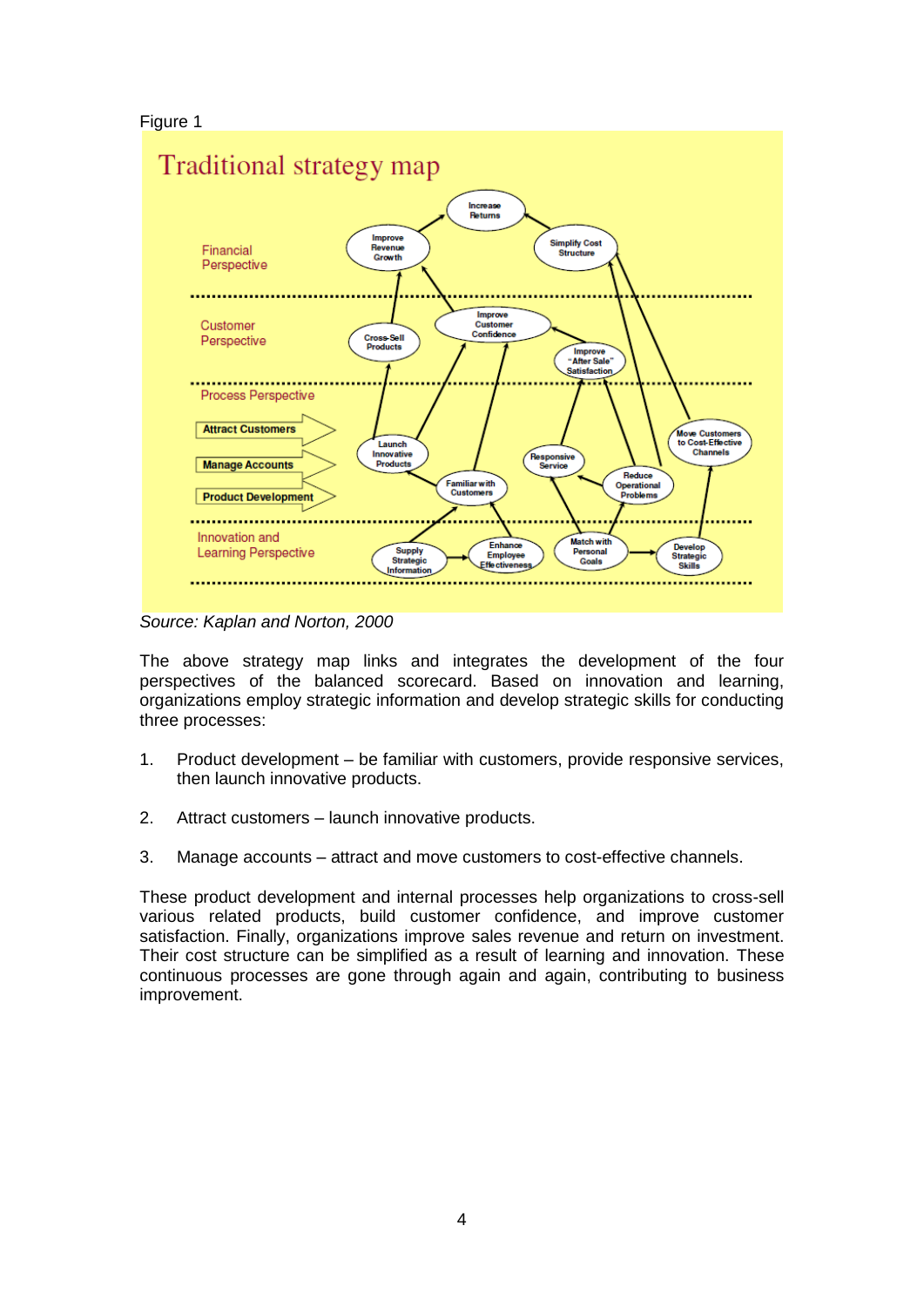Figure 1

Source: *Kaplan and Norton, 2000*

The above strategy map links and integrates the development of the four perspectives of the balanced scorecard. Based on innovation and learning, organizations employ strategic information and develop strategic skills for conducting three processes:

1. Product development – be familiar with customers, provide responsive services, then launch innovative products.

2. Attract customers – launch innovative products.

3. Manage accounts – attract and move customers to cost-effective channels.

These product development and internal processes help organizations to cross-sell various related products, build customer confidence, and improve customer satisfaction. Finally, organizations improve sales revenue and return on investment. Their cost structure can be simplified as a result of learning and innovation. These continuous processes are gone through again and again, contributing to business improvement.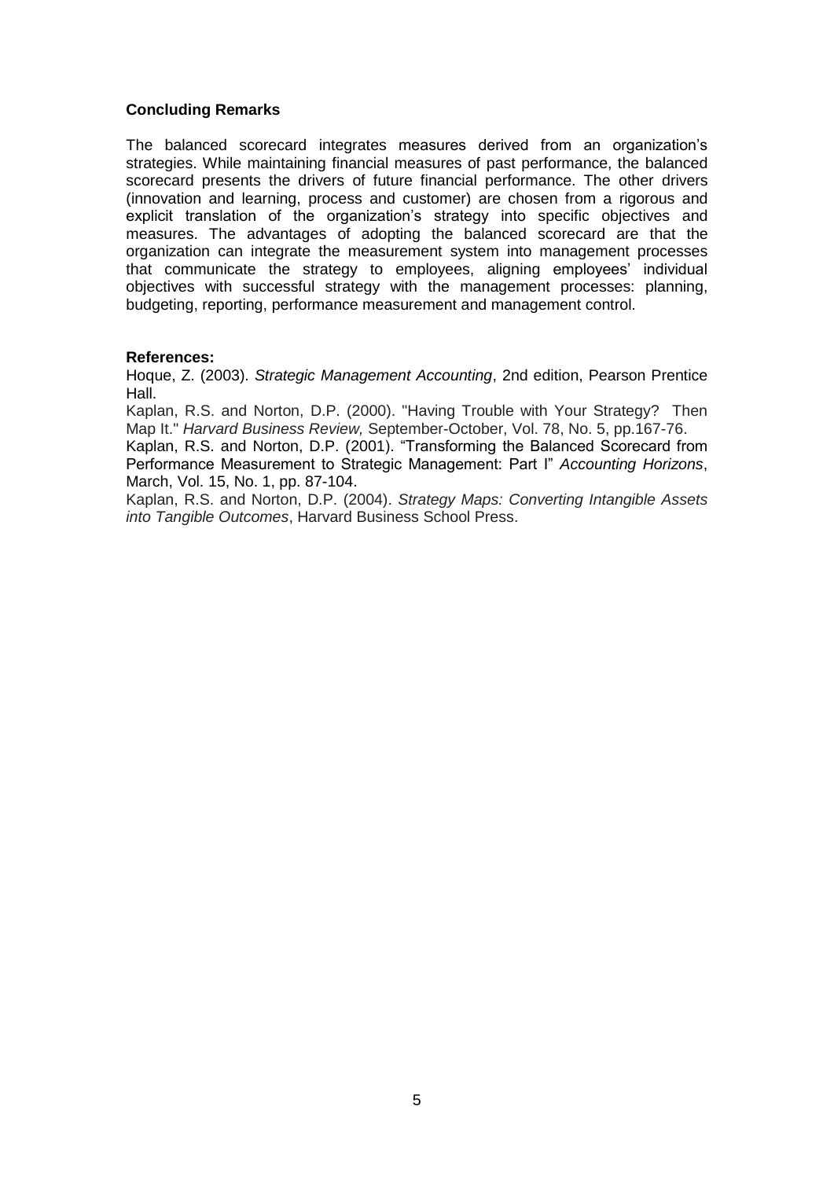**Concluding Remarks**

The balanced scorecard integrates measures derived from an organization's strategies. While maintaining financial measures of past performance, the balanced scorecard presents the drivers of future financial performance. The other drivers (innovation and learning, process and customer) are chosen from a rigorous and explicit translation of the organization's strategy into specific objectives and measures. The advantages of adopting the balanced scorecard are that the organization can integrate the measurement system into management processes that communicate the strategy to employees, aligning employees' individual objectives with successful strategy with the management processes: planning, budgeting, reporting, performance measurement and management control.

**References:**

Hoque, Z. (2003). *Strategic Management Accounting*, 2nd edition, Pearson Prentice Hall.

Kaplan, R.S. and Norton, D.P. (2000). "Having Trouble with Your Strategy? Then Map It." *Harvard Business Review,* September-October, Vol. 78, No. 5, pp.167-76.

Kaplan, R.S. and Norton, D.P. (2001). "Transforming the Balanced Scorecard from Performance Measurement to Strategic Management: Part I" *Accounting Horizons*, March, Vol. 15, No. 1, pp. 87-104.

Kaplan, R.S. and Norton, D.P. (2004). *Strategy Maps: Converting Intangible Assets into Tangible Outcomes*, Harvard Business School Press.